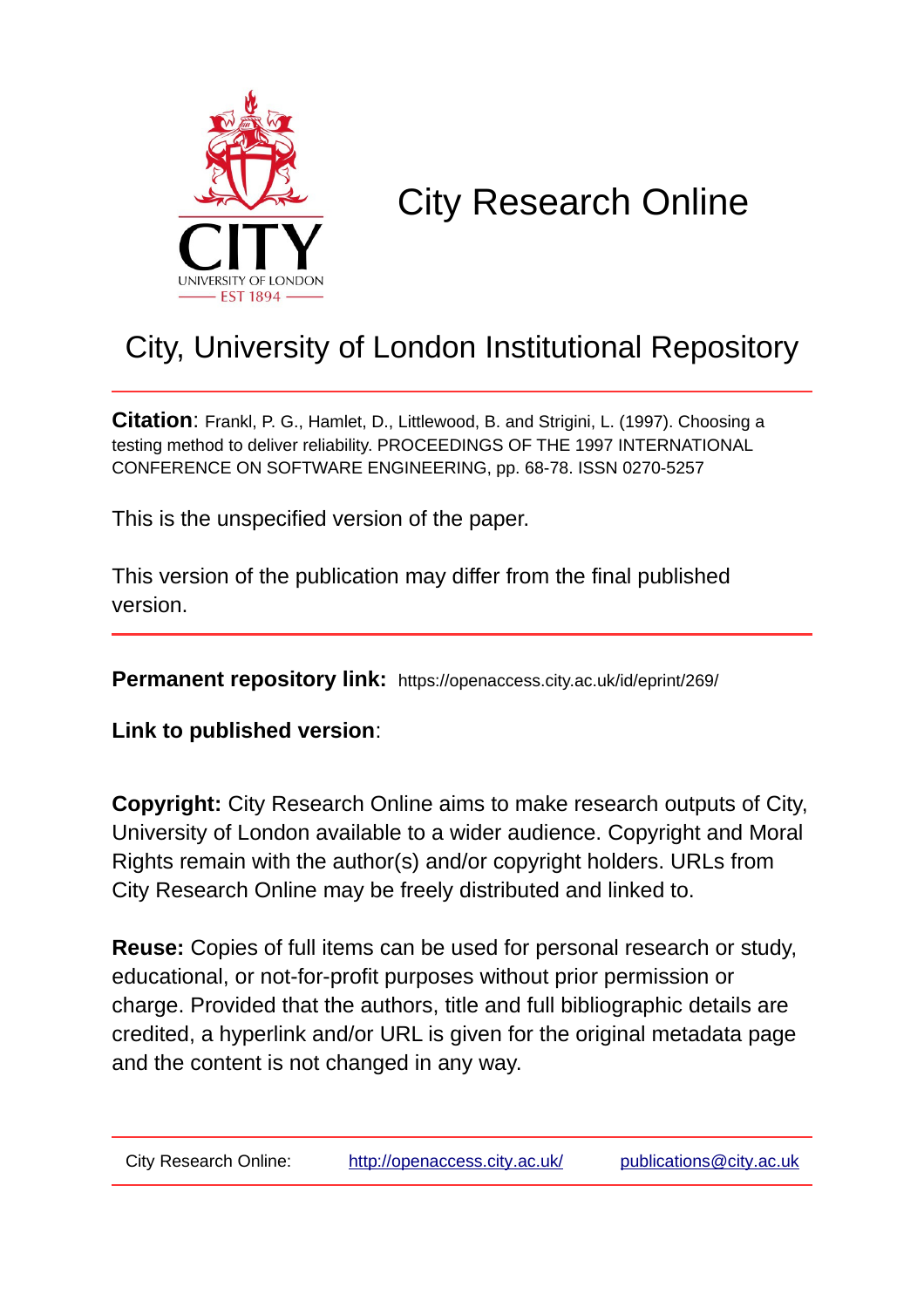# City Research Online

## City, University of London Institutional Repository

**Citation**: Frankl, P. G., Hamlet, D., Littlewood, B. and Strigini, L. (1997). Choosing a testing method to deliver reliability. PROCEEDINGS OF THE 1997 INTERNATIONAL CONFERENCE ON SOFTWARE ENGINEERING, pp. 68-78. ISSN 0270-5257

This is the unspecified version of the paper.

This version of the publication may differ from the final published version.

**Permanent repository link:** https://openaccess.city.ac.uk/id/eprint/269/

**Link to published version**:

**Copyright:** City Research Online aims to make research outputs of City, University of London available to a wider audience. Copyright and Moral Rights remain with the author(s) and/or copyright holders. URLs from City Research Online may be freely distributed and linked to.

**Reuse:** Copies of full items can be used for personal research or study, educational, or not-for-profit purposes without prior permission or charge. Provided that the authors, title and full bibliographic details are credited, a hyperlink and/or URL is given for the original metadata page and the content is not changed in any way.

City Research Online: http://openaccess.city.ac.uk/ publications@city.ac.uk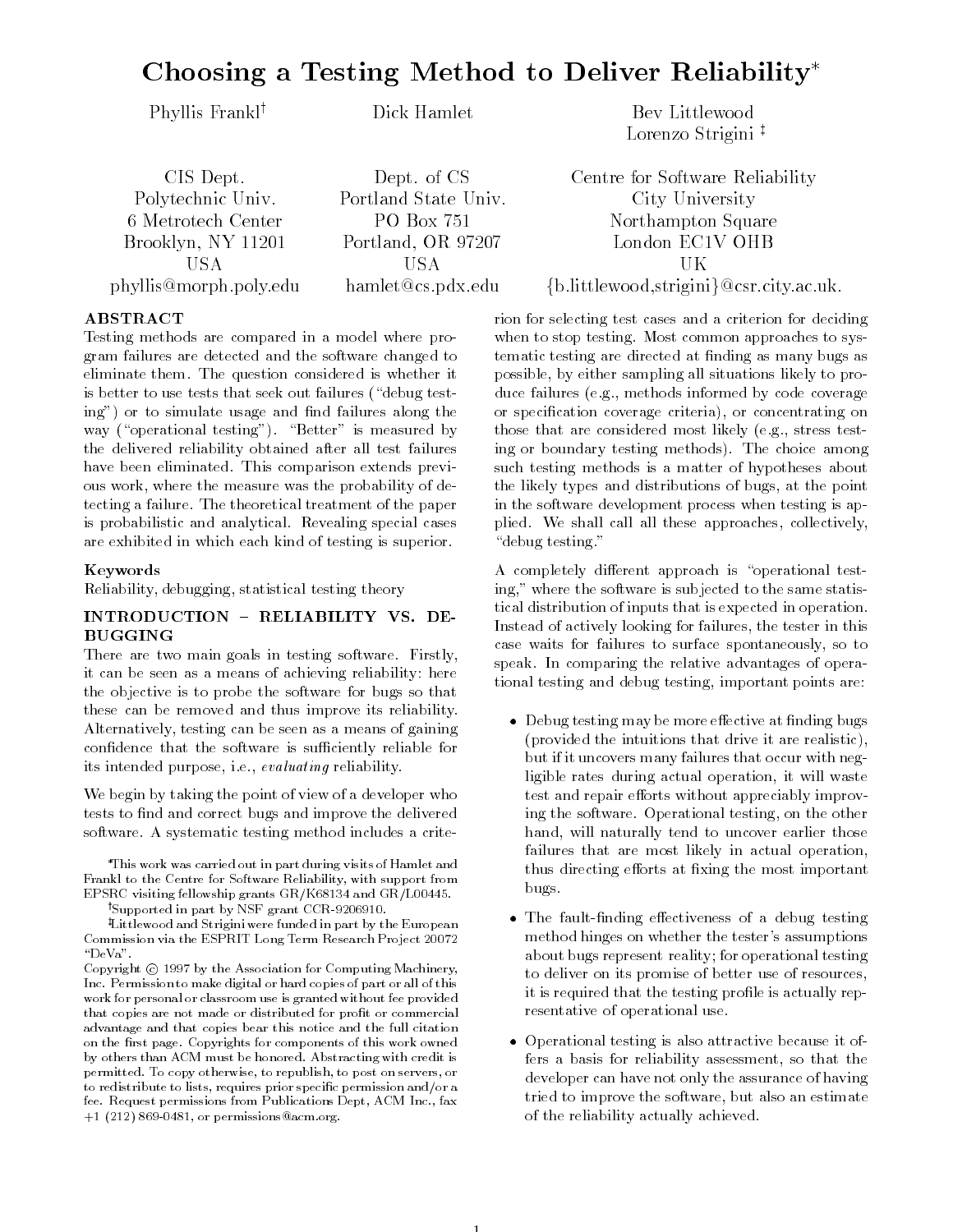# Choosing a Testing Method to Deliver Reliability*

Phyllis Frankl†

CIS Dept.
Polytechnic Univ.
6 Metrotech Center
Brooklyn, NY 11201
USA
phyllis@morph.poly.edu

Dick Hamlet

Dept. of CS
Portland State Univ.
PO Box 751
Portland, OR 97207
USA
hamlet@cs.pdx.edu

Bev Littlewood
Lorenzo Strigini ‡

Centre for Software Reliability
City University
Northampton Square
London EC1V OHB
UK
{b.littlewood,strigini}@csr.city.ac.uk.

## ABSTRACT

Testing methods are compared in a model where program failures are detected and the software changed to eliminate them. The question considered is whether it is better to use tests that seek out failures ("debug testing") or to simulate usage and find failures along the way ("operational testing"). "Better" is measured by the delivered reliability obtained after all test failures have been eliminated. This comparison extends previous work, where the measure was the probability of detecting a failure. The theoretical treatment of the paper is probabilistic and analytical. Revealing special cases are exhibited in which each kind of testing is superior.

### Keywords

Reliability, debugging, statistical testing theory

## INTRODUCTION – RELIABILITY VS. DEBUGGING

There are two main goals in testing software. Firstly, it can be seen as a means of achieving reliability: here the objective is to probe the software for bugs so that these can be removed and thus improve its reliability. Alternatively, testing can be seen as a means of gaining confidence that the software is sufficiently reliable for its intended purpose, i.e., *evaluating* reliability.

We begin by taking the point of view of a developer who tests to find and correct bugs and improve the delivered software. A systematic testing method includes a criterion for selecting test cases and a criterion for deciding when to stop testing. Most common approaches to systematic testing are directed at finding as many bugs as possible, by either sampling all situations likely to produce failures (e.g., methods informed by code coverage or specification coverage criteria), or concentrating on those that are considered most likely (e.g., stress testing or boundary testing methods). The choice among such testing methods is a matter of hypotheses about the likely types and distributions of bugs, at the point in the software development process when testing is applied. We shall call all these approaches, collectively, "debug testing."

A completely different approach is "operational testing," where the software is subjected to the same statistical distribution of inputs that is expected in operation. Instead of actively looking for failures, the tester in this case waits for failures to surface spontaneously, so to speak. In comparing the relative advantages of operational testing and debug testing, important points are:

- Debug testing may be more effective at finding bugs (provided the intuitions that drive it are realistic), but if it uncovers many failures that occur with negligible rates during actual operation, it will waste test and repair efforts without appreciably improving the software. Operational testing, on the other hand, will naturally tend to uncover earlier those failures that are most likely in actual operation, thus directing efforts at fixing the most important bugs.
- The fault-finding effectiveness of a debug testing method hinges on whether the tester's assumptions about bugs represent reality; for operational testing to deliver on its promise of better use of resources, it is required that the testing profile is actually representative of operational use.
- Operational testing is also attractive because it offers a basis for reliability assessment, so that the developer can have not only the assurance of having tried to improve the software, but also an estimate of the reliability actually achieved.

*This work was carried out in part during visits of Hamlet and Frankl to the Centre for Software Reliability, with support from EPSRC visiting fellowship grants GR/K68134 and GR/L00445.

†Supported in part by NSF grant CCR-9206910.

‡Littlewood and Strigini were funded in part by the European Commission via the ESPRIT Long Term Research Project 20072 "DeVa".

Copyright © 1997 by the Association for Computing Machinery, Inc. Permission to make digital or hard copies of part or all of this work for personal or classroom use is granted without fee provided that copies are not made or distributed for profit or commercial advantage and that copies bear this notice and the full citation on the first page. Copyrights for components of this work owned by others than ACM must be honored. Abstracting with credit is permitted. To copy otherwise, to republish, to post on servers, or to redistribute to lists, requires prior specific permission and/or a fee. Request permissions from Publications Dept, ACM Inc., fax +1 (212) 869-0481, or permissions@acm.org.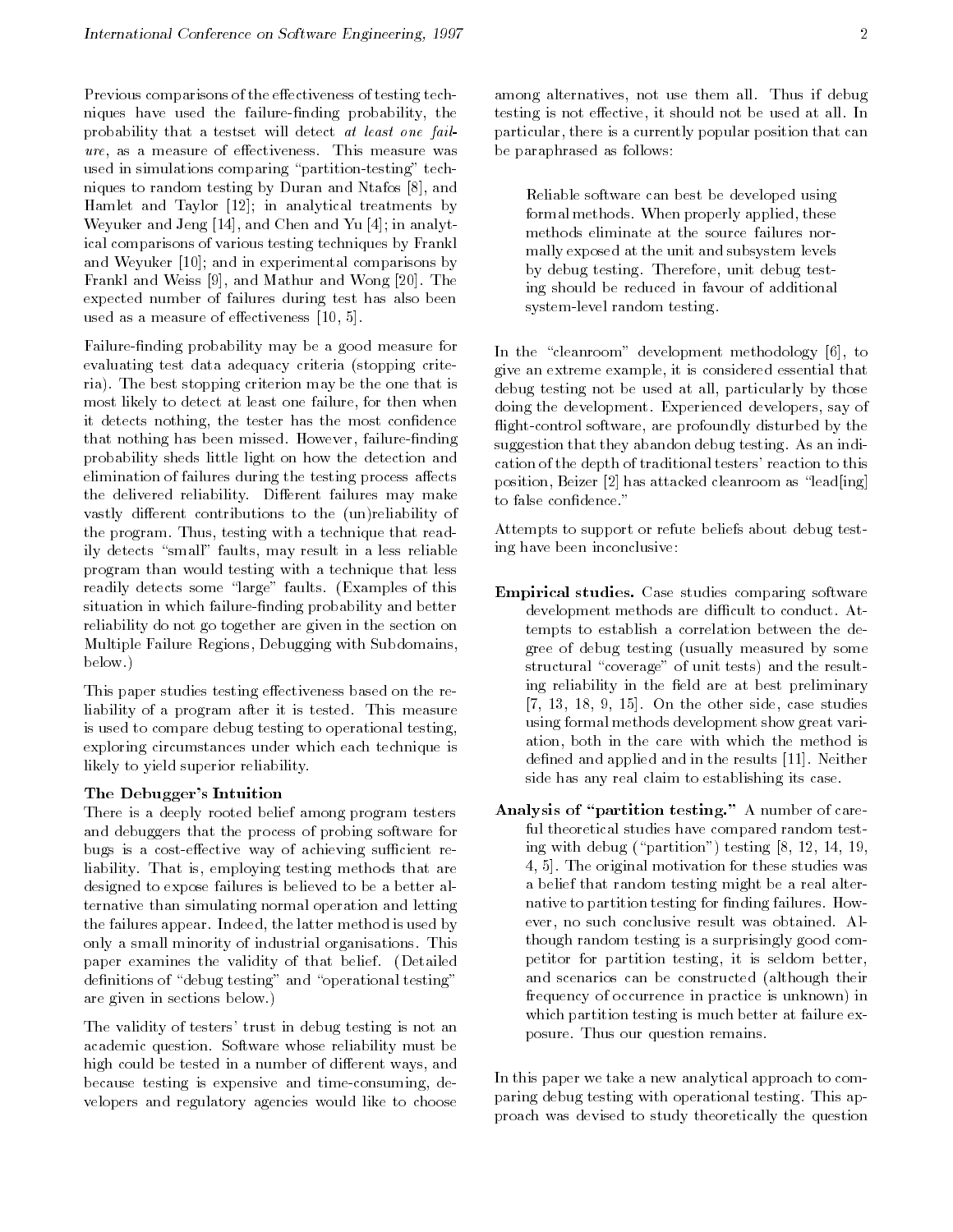Previous comparisons of the effectiveness of testing techniques have used the failure-finding probability, the probability that a testset will detect *at least one failure*, as a measure of effectiveness. This measure was used in simulations comparing "partition-testing" techniques to random testing by Duran and Ntafos [8], and Hamlet and Taylor [12]; in analytical treatments by Weyuker and Jeng [14], and Chen and Yu [4]; in analytical comparisons of various testing techniques by Frankl and Weyuker [10]; and in experimental comparisons by Frankl and Weiss [9], and Mathur and Wong [20]. The expected number of failures during test has also been used as a measure of effectiveness [10, 5].

Failure-finding probability may be a good measure for evaluating test data adequacy criteria (stopping criteria). The best stopping criterion may be the one that is most likely to detect at least one failure, for then when it detects nothing, the tester has the most confidence that nothing has been missed. However, failure-finding probability sheds little light on how the detection and elimination of failures during the testing process affects the delivered reliability. Different failures may make vastly different contributions to the (un)reliability of the program. Thus, testing with a technique that readily detects "small" faults, may result in a less reliable program than would testing with a technique that less readily detects some "large" faults. (Examples of this situation in which failure-finding probability and better reliability do not go together are given in the section on Multiple Failure Regions, Debugging with Subdomains, below.)

This paper studies testing effectiveness based on the reliability of a program after it is tested. This measure is used to compare debug testing to operational testing, exploring circumstances under which each technique is likely to yield superior reliability.

### The Debugger's Intuition

There is a deeply rooted belief among program testers and debuggers that the process of probing software for bugs is a cost-effective way of achieving sufficient reliability. That is, employing testing methods that are designed to expose failures is believed to be a better alternative than simulating normal operation and letting the failures appear. Indeed, the latter method is used by only a small minority of industrial organisations. This paper examines the validity of that belief. (Detailed definitions of "debug testing" and "operational testing" are given in sections below.)

The validity of testers' trust in debug testing is not an academic question. Software whose reliability must be high could be tested in a number of different ways, and because testing is expensive and time-consuming, developers and regulatory agencies would like to choose among alternatives, not use them all. Thus if debug testing is not effective, it should not be used at all. In particular, there is a currently popular position that can be paraphrased as follows:

> Reliable software can best be developed using formal methods. When properly applied, these methods eliminate at the source failures normally exposed at the unit and subsystem levels by debug testing. Therefore, unit debug testing should be reduced in favour of additional system-level random testing.

In the "cleanroom" development methodology [6], to give an extreme example, it is considered essential that debug testing not be used at all, particularly by those doing the development. Experienced developers, say of flight-control software, are profoundly disturbed by the suggestion that they abandon debug testing. As an indication of the depth of traditional testers' reaction to this position, Beizer [2] has attacked cleanroom as "lead[ing] to false confidence."

Attempts to support or refute beliefs about debug testing have been inconclusive:

- **Empirical studies.** Case studies comparing software development methods are difficult to conduct. Attempts to establish a correlation between the degree of debug testing (usually measured by some structural "coverage" of unit tests) and the resulting reliability in the field are at best preliminary [7, 13, 18, 9, 15]. On the other side, case studies using formal methods development show great variation, both in the care with which the method is defined and applied and in the results [11]. Neither side has any real claim to establishing its case.
- **Analysis of "partition testing."** A number of careful theoretical studies have compared random testing with debug ("partition") testing [8, 12, 14, 19, 4, 5]. The original motivation for these studies was a belief that random testing might be a real alternative to partition testing for finding failures. However, no such conclusive result was obtained. Although random testing is a surprisingly good competitor for partition testing, it is seldom better, and scenarios can be constructed (although their frequency of occurrence in practice is unknown) in which partition testing is much better at failure exposure. Thus our question remains.

In this paper we take a new analytical approach to comparing debug testing with operational testing. This approach was devised to study theoretically the question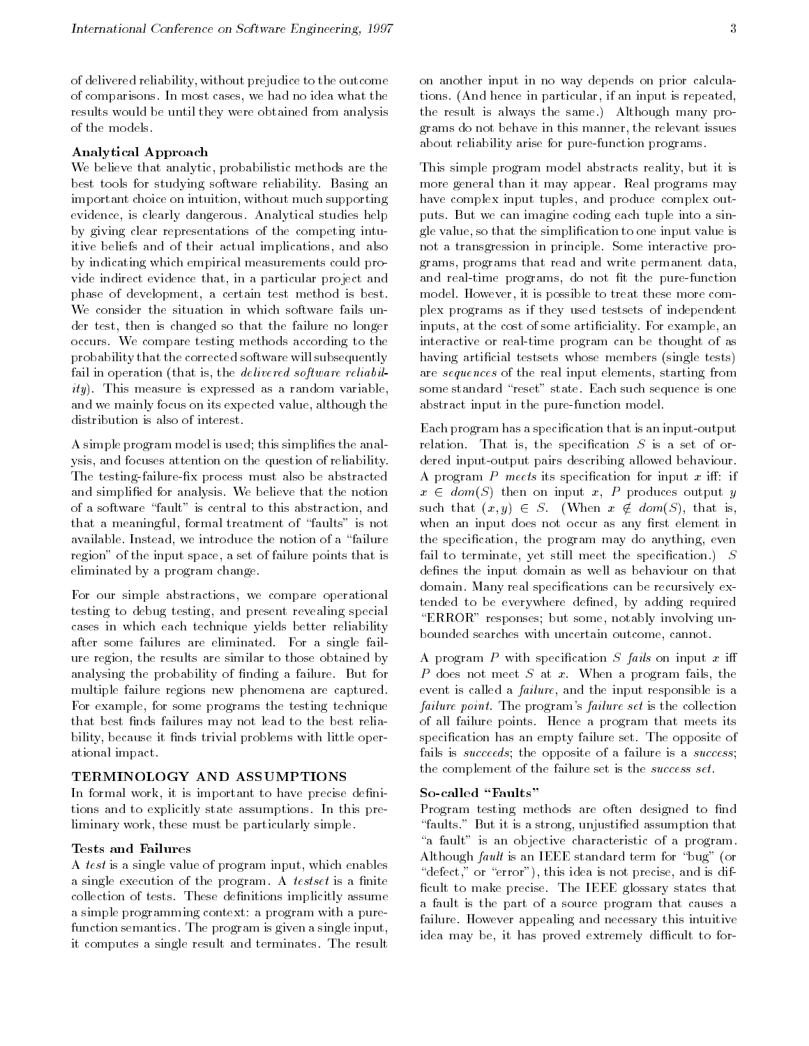of delivered reliability, without prejudice to the outcome of comparisons. In most cases, we had no idea what the results would be until they were obtained from analysis of the models.

### Analytical Approach

We believe that analytic, probabilistic methods are the best tools for studying software reliability. Basing an important choice on intuition, without much supporting evidence, is clearly dangerous. Analytical studies help by giving clear representations of the competing intuitive beliefs and of their actual implications, and also by indicating which empirical measurements could provide indirect evidence that, in a particular project and phase of development, a certain test method is best. We consider the situation in which software fails under test, then is changed so that the failure no longer occurs. We compare testing methods according to the probability that the corrected software will subsequently fail in operation (that is, the *delivered software reliability*). This measure is expressed as a random variable, and we mainly focus on its expected value, although the distribution is also of interest.

A simple program model is used; this simplifies the analysis, and focuses attention on the question of reliability. The testing-failure-fix process must also be abstracted and simplified for analysis. We believe that the notion of a software "fault" is central to this abstraction, and that a meaningful, formal treatment of "faults" is not available. Instead, we introduce the notion of a "failure region" of the input space, a set of failure points that is eliminated by a program change.

For our simple abstractions, we compare operational testing to debug testing, and present revealing special cases in which each technique yields better reliability after some failures are eliminated. For a single failure region, the results are similar to those obtained by analysing the probability of finding a failure. But for multiple failure regions new phenomena are captured. For example, for some programs the testing technique that best finds failures may not lead to the best reliability, because it finds trivial problems with little operational impact.

## TERMINOLOGY AND ASSUMPTIONS

In formal work, it is important to have precise definitions and to explicitly state assumptions. In this preliminary work, these must be particularly simple.

### Tests and Failures

A *test* is a single value of program input, which enables a single execution of the program. A *testset* is a finite collection of tests. These definitions implicitly assume a simple programming context: a program with a pure-function semantics. The program is given a single input, it computes a single result and terminates. The result on another input in no way depends on prior calculations. (And hence in particular, if an input is repeated, the result is always the same.) Although many programs do not behave in this manner, the relevant issues about reliability arise for pure-function programs.

This simple program model abstracts reality, but it is more general than it may appear. Real programs may have complex input tuples, and produce complex outputs. But we can imagine coding each tuple into a single value, so that the simplification to one input value is not a transgression in principle. Some interactive programs, programs that read and write permanent data, and real-time programs, do not fit the pure-function model. However, it is possible to treat these more complex programs as if they used testsets of independent inputs, at the cost of some artificiality. For example, an interactive or real-time program can be thought of as having artificial testsets whose members (single tests) are *sequences* of the real input elements, starting from some standard "reset" state. Each such sequence is one abstract input in the pure-function model.

Each program has a specification that is an input-output relation. That is, the specification $S$ is a set of ordered input-output pairs describing allowed behaviour. A program $P$ *meets* its specification for input $x$ iff: if $x \in dom(S)$ then on input $x$, $P$ produces output $y$ such that $(x, y) \in S$. (When $x \notin dom(S)$, that is, when an input does not occur as any first element in the specification, the program may do anything, even fail to terminate, yet still meet the specification.) $S$ defines the input domain as well as behaviour on that domain. Many real specifications can be recursively extended to be everywhere defined, by adding required "ERROR" responses; but some, notably involving unbounded searches with uncertain outcome, cannot.

A program $P$ with specification $S$ *fails* on input $x$ iff $P$ does not meet $S$ at $x$. When a program fails, the event is called a *failure*, and the input responsible is a *failure point*. The program's *failure set* is the collection of all failure points. Hence a program that meets its specification has an empty failure set. The opposite of fails is *succeeds*; the opposite of a failure is a *success*; the complement of the failure set is the *success set*.

### So-called "Faults"

Program testing methods are often designed to find "faults." But it is a strong, unjustified assumption that "a fault" is an objective characteristic of a program. Although *fault* is an IEEE standard term for "bug" (or "defect," or "error"), this idea is not precise, and is difficult to make precise. The IEEE glossary states that a fault is the part of a source program that causes a failure. However appealing and necessary this intuitive idea may be, it has proved extremely difficult to for-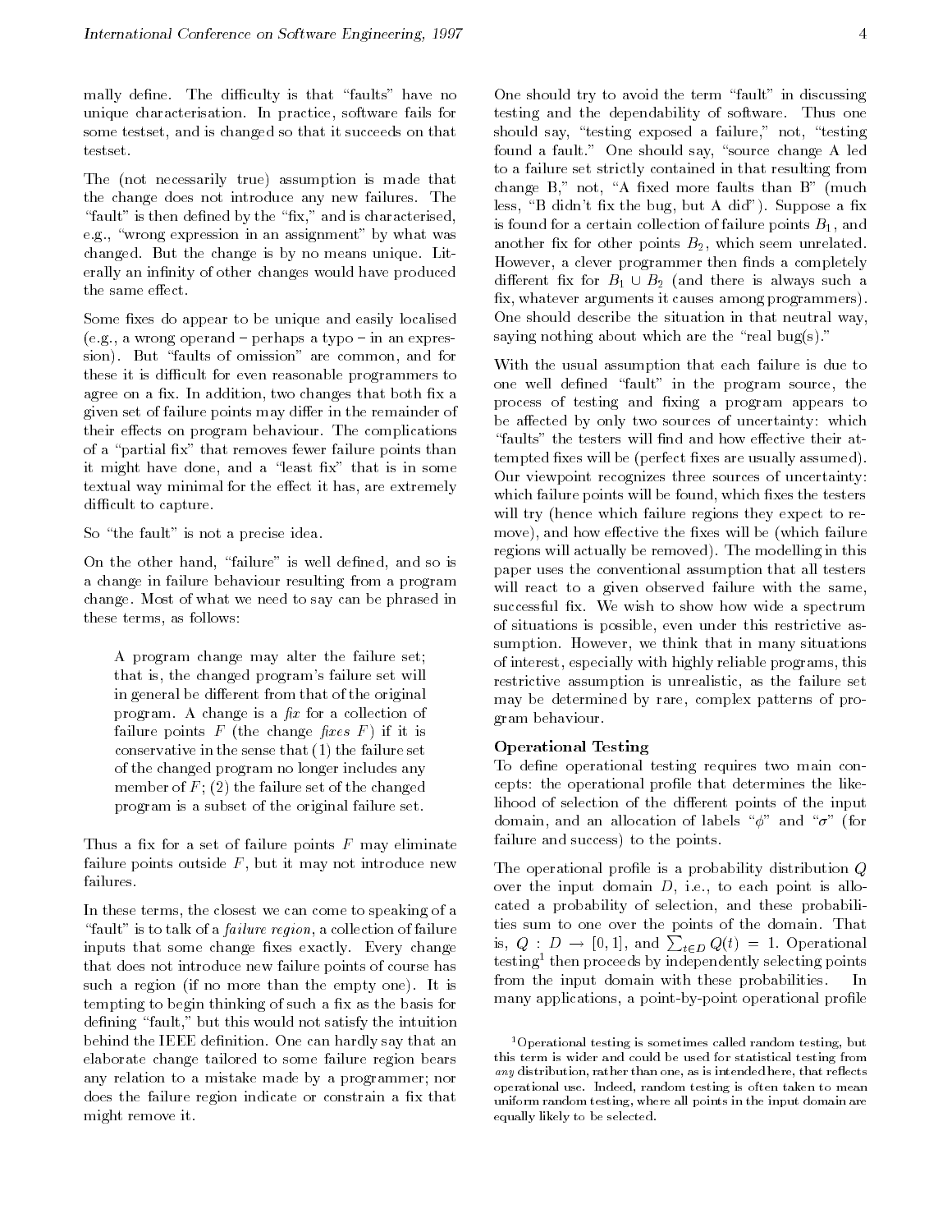mally define. The difficulty is that "faults" have no unique characterisation. In practice, software fails for some testset, and is changed so that it succeeds on that testset.

The (not necessarily true) assumption is made that the change does not introduce any new failures. The "fault" is then defined by the "fix," and is characterised, e.g., "wrong expression in an assignment" by what was changed. But the change is by no means unique. Literally an infinity of other changes would have produced the same effect.

Some fixes do appear to be unique and easily localised (e.g., a wrong operand – perhaps a typo – in an expression). But "faults of omission" are common, and for these it is difficult for even reasonable programmers to agree on a fix. In addition, two changes that both fix a given set of failure points may differ in the remainder of their effects on program behaviour. The complications of a "partial fix" that removes fewer failure points than it might have done, and a "least fix" that is in some textual way minimal for the effect it has, are extremely difficult to capture.

So "the fault" is not a precise idea.

On the other hand, "failure" is well defined, and so is a change in failure behaviour resulting from a program change. Most of what we need to say can be phrased in these terms, as follows:

> A program change may alter the failure set; that is, the changed program's failure set will in general be different from that of the original program. A change is a *fix* for a collection of failure points $F$ (the change *fixes* $F$) if it is conservative in the sense that (1) the failure set of the changed program no longer includes any member of $F$; (2) the failure set of the changed program is a subset of the original failure set.

Thus a fix for a set of failure points $F$ may eliminate failure points outside $F$, but it may not introduce new failures.

In these terms, the closest we can come to speaking of a "fault" is to talk of a *failure region*, a collection of failure inputs that some change fixes exactly. Every change that does not introduce new failure points of course has such a region (if no more than the empty one). It is tempting to begin thinking of such a fix as the basis for defining "fault," but this would not satisfy the intuition behind the IEEE definition. One can hardly say that an elaborate change tailored to some failure region bears any relation to a mistake made by a programmer; nor does the failure region indicate or constrain a fix that might remove it.

One should try to avoid the term "fault" in discussing testing and the dependability of software. Thus one should say, "testing exposed a failure," not, "testing found a fault." One should say, "source change A led to a failure set strictly contained in that resulting from change B," not, "A fixed more faults than B" (much less, "B didn't fix the bug, but A did"). Suppose a fix is found for a certain collection of failure points $B_1$, and another fix for other points $B_2$, which seem unrelated. However, a clever programmer then finds a completely different fix for $B_1 \cup B_2$ (and there is always such a fix, whatever arguments it causes among programmers). One should describe the situation in that neutral way, saying nothing about which are the "real bug(s)."

With the usual assumption that each failure is due to one well defined "fault" in the program source, the process of testing and fixing a program appears to be affected by only two sources of uncertainty: which "faults" the testers will find and how effective their attempted fixes will be (perfect fixes are usually assumed). Our viewpoint recognizes three sources of uncertainty: which failure points will be found, which fixes the testers will try (hence which failure regions they expect to remove), and how effective the fixes will be (which failure regions will actually be removed). The modelling in this paper uses the conventional assumption that all testers will react to a given observed failure with the same, successful fix. We wish to show how wide a spectrum of situations is possible, even under this restrictive assumption. However, we think that in many situations of interest, especially with highly reliable programs, this restrictive assumption is unrealistic, as the failure set may be determined by rare, complex patterns of program behaviour.

### Operational Testing

To define operational testing requires two main concepts: the operational profile that determines the likelihood of selection of the different points of the input domain, and an allocation of labels "$\phi$" and "$\sigma$" (for failure and success) to the points.

The operational profile is a probability distribution $Q$ over the input domain $D$, i.e., to each point is allocated a probability of selection, and these probabilities sum to one over the points of the domain. That is, $Q : D \to [0, 1]$, and $\sum_{t \in D} Q(t) = 1$. Operational testing[1] then proceeds by independently selecting points from the input domain with these probabilities. In many applications, a point-by-point operational profile

[1] Operational testing is sometimes called random testing, but this term is wider and could be used for statistical testing from *any* distribution, rather than one, as is intended here, that reflects operational use. Indeed, random testing is often taken to mean uniform random testing, where all points in the input domain are equally likely to be selected.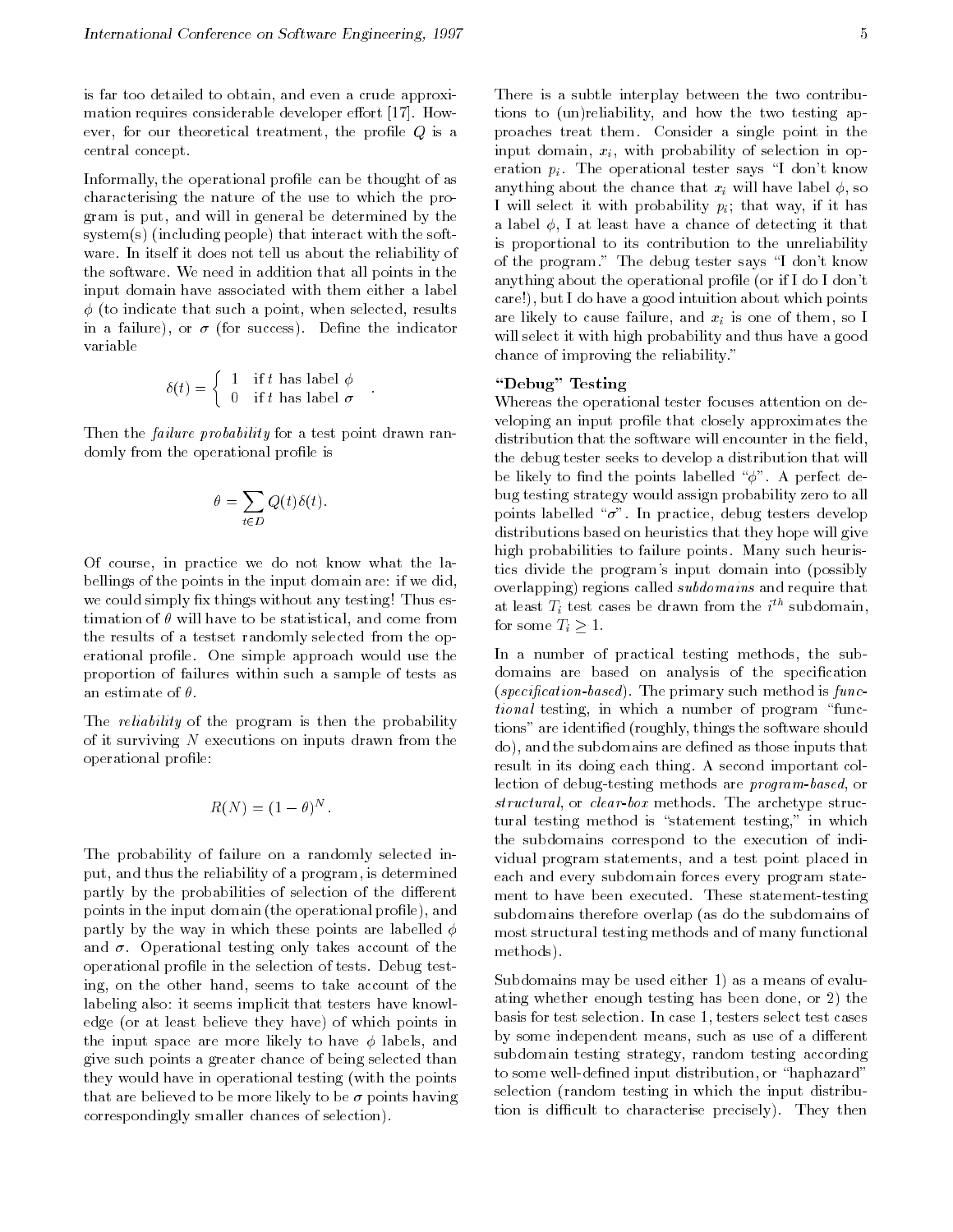is far too detailed to obtain, and even a crude approximation requires considerable developer effort [17]. However, for our theoretical treatment, the profile $Q$ is a central concept.

Informally, the operational profile can be thought of as characterising the nature of the use to which the program is put, and will in general be determined by the system(s) (including people) that interact with the software. In itself it does not tell us about the reliability of the software. We need in addition that all points in the input domain have associated with them either a label $\phi$ (to indicate that such a point, when selected, results in a failure), or $\sigma$ (for success). Define the indicator variable

$$\delta(t) = \begin{cases} 1 & \text{if } t \text{ has label } \phi \\ 0 & \text{if } t \text{ has label } \sigma \end{cases} .$$

Then the *failure probability* for a test point drawn randomly from the operational profile is

$$\theta = \sum_{t \in D} Q(t)\delta(t).$$

Of course, in practice we do not know what the labellings of the points in the input domain are: if we did, we could simply fix things without any testing! Thus estimation of $\theta$ will have to be statistical, and come from the results of a testset randomly selected from the operational profile. One simple approach would use the proportion of failures within such a sample of tests as an estimate of $\theta$.

The *reliability* of the program is then the probability of it surviving $N$ executions on inputs drawn from the operational profile:

$$R(N) = (1-\theta)^N.$$

The probability of failure on a randomly selected input, and thus the reliability of a program, is determined partly by the probabilities of selection of the different points in the input domain (the operational profile), and partly by the way in which these points are labelled $\phi$ and $\sigma$. Operational testing only takes account of the operational profile in the selection of tests. Debug testing, on the other hand, seems to take account of the labeling also: it seems implicit that testers have knowledge (or at least believe they have) of which points in the input space are more likely to have $\phi$ labels, and give such points a greater chance of being selected than they would have in operational testing (with the points that are believed to be more likely to be $\sigma$ points having correspondingly smaller chances of selection).

There is a subtle interplay between the two contributions to (un)reliability, and how the two testing approaches treat them. Consider a single point in the input domain, $x_i$, with probability of selection in operation $p_i$. The operational tester says "I don't know anything about the chance that $x_i$ will have label $\phi$, so I will select it with probability $p_i$; that way, if it has a label $\phi$, I at least have a chance of detecting it that is proportional to its contribution to the unreliability of the program." The debug tester says "I don't know anything about the operational profile (or if I do I don't care!), but I do have a good intuition about which points are likely to cause failure, and $x_i$ is one of them, so I will select it with high probability and thus have a good chance of improving the reliability."

### "Debug" Testing

Whereas the operational tester focuses attention on developing an input profile that closely approximates the distribution that the software will encounter in the field, the debug tester seeks to develop a distribution that will be likely to find the points labelled "$\phi$". A perfect debug testing strategy would assign probability zero to all points labelled "$\sigma$". In practice, debug testers develop distributions based on heuristics that they hope will give high probabilities to failure points. Many such heuristics divide the program's input domain into (possibly overlapping) regions called *subdomains* and require that at least $T_i$ test cases be drawn from the $i^{th}$ subdomain, for some $T_i \geq 1$.

In a number of practical testing methods, the subdomains are based on analysis of the specification (*specification-based*). The primary such method is *functional* testing, in which a number of program "functions" are identified (roughly, things the software should do), and the subdomains are defined as those inputs that result in its doing each thing. A second important collection of debug-testing methods are *program-based*, or *structural*, or *clear-box* methods. The archetype structural testing method is "statement testing," in which the subdomains correspond to the execution of individual program statements, and a test point placed in each and every subdomain forces every program statement to have been executed. These statement-testing subdomains therefore overlap (as do the subdomains of most structural testing methods and of many functional methods).

Subdomains may be used either 1) as a means of evaluating whether enough testing has been done, or 2) the basis for test selection. In case 1, testers select test cases by some independent means, such as use of a different subdomain testing strategy, random testing according to some well-defined input distribution, or "haphazard" selection (random testing in which the input distribution is difficult to characterise precisely). They then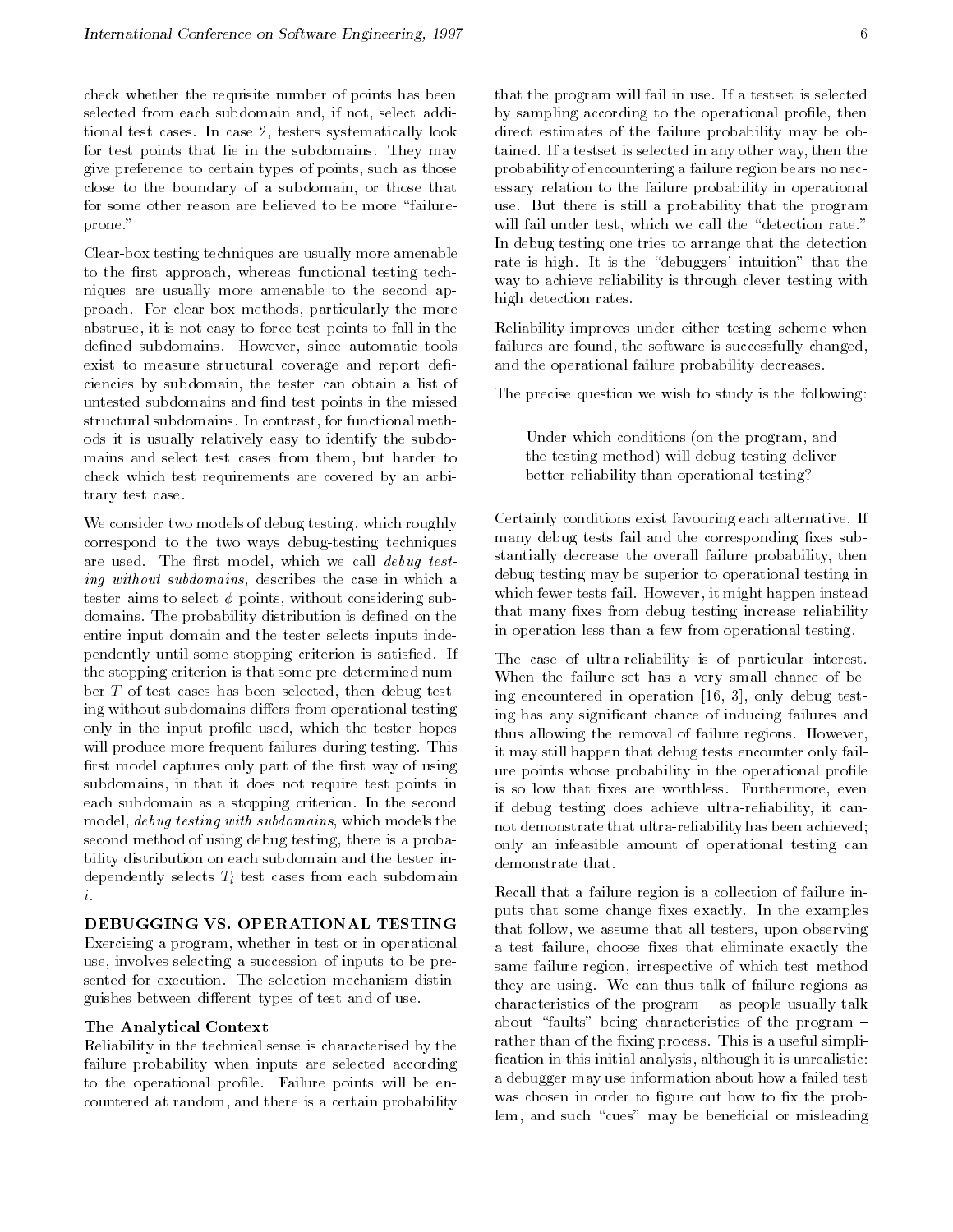check whether the requisite number of points has been selected from each subdomain and, if not, select additional test cases. In case 2, testers systematically look for test points that lie in the subdomains. They may give preference to certain types of points, such as those close to the boundary of a subdomain, or those that for some other reason are believed to be more "failure-prone."

Clear-box testing techniques are usually more amenable to the first approach, whereas functional testing techniques are usually more amenable to the second approach. For clear-box methods, particularly the more abstruse, it is not easy to force test points to fall in the defined subdomains. However, since automatic tools exist to measure structural coverage and report deficiencies by subdomain, the tester can obtain a list of untested subdomains and find test points in the missed structural subdomains. In contrast, for functional methods it is usually relatively easy to identify the subdomains and select test cases from them, but harder to check which test requirements are covered by an arbitrary test case.

We consider two models of debug testing, which roughly correspond to the two ways debug-testing techniques are used. The first model, which we call *debug testing without subdomains*, describes the case in which a tester aims to select $\phi$ points, without considering subdomains. The probability distribution is defined on the entire input domain and the tester selects inputs independently until some stopping criterion is satisfied. If the stopping criterion is that some pre-determined number $T$ of test cases has been selected, then debug testing without subdomains differs from operational testing only in the input profile used, which the tester hopes will produce more frequent failures during testing. This first model captures only part of the first way of using subdomains, in that it does not require test points in each subdomain as a stopping criterion. In the second model, *debug testing with subdomains*, which models the second method of using debug testing, there is a probability distribution on each subdomain and the tester independently selects $T_i$ test cases from each subdomain $i$.

## DEBUGGING VS. OPERATIONAL TESTING

Exercising a program, whether in test or in operational use, involves selecting a succession of inputs to be presented for execution. The selection mechanism distinguishes between different types of test and of use.

### The Analytical Context

Reliability in the technical sense is characterised by the failure probability when inputs are selected according to the operational profile. Failure points will be encountered at random, and there is a certain probability that the program will fail in use. If a testset is selected by sampling according to the operational profile, then direct estimates of the failure probability may be obtained. If a testset is selected in any other way, then the probability of encountering a failure region bears no necessary relation to the failure probability in operational use. But there is still a probability that the program will fail under test, which we call the "detection rate." In debug testing one tries to arrange that the detection rate is high. It is the "debuggers' intuition" that the way to achieve reliability is through clever testing with high detection rates.

Reliability improves under either testing scheme when failures are found, the software is successfully changed, and the operational failure probability decreases.

The precise question we wish to study is the following:

> Under which conditions (on the program, and the testing method) will debug testing deliver better reliability than operational testing?

Certainly conditions exist favouring each alternative. If many debug tests fail and the corresponding fixes substantially decrease the overall failure probability, then debug testing may be superior to operational testing in which fewer tests fail. However, it might happen instead that many fixes from debug testing increase reliability in operation less than a few from operational testing.

The case of ultra-reliability is of particular interest. When the failure set has a very small chance of being encountered in operation [16, 3], only debug testing has any significant chance of inducing failures and thus allowing the removal of failure regions. However, it may still happen that debug tests encounter only failure points whose probability in the operational profile is so low that fixes are worthless. Furthermore, even if debug testing does achieve ultra-reliability, it cannot demonstrate that ultra-reliability has been achieved; only an infeasible amount of operational testing can demonstrate that.

Recall that a failure region is a collection of failure inputs that some change fixes exactly. In the examples that follow, we assume that all testers, upon observing a test failure, choose fixes that eliminate exactly the same failure region, irrespective of which test method they are using. We can thus talk of failure regions as characteristics of the program – as people usually talk about "faults" being characteristics of the program – rather than of the fixing process. This is a useful simplification in this initial analysis, although it is unrealistic: a debugger may use information about how a failed test was chosen in order to figure out how to fix the problem, and such "cues" may be beneficial or misleading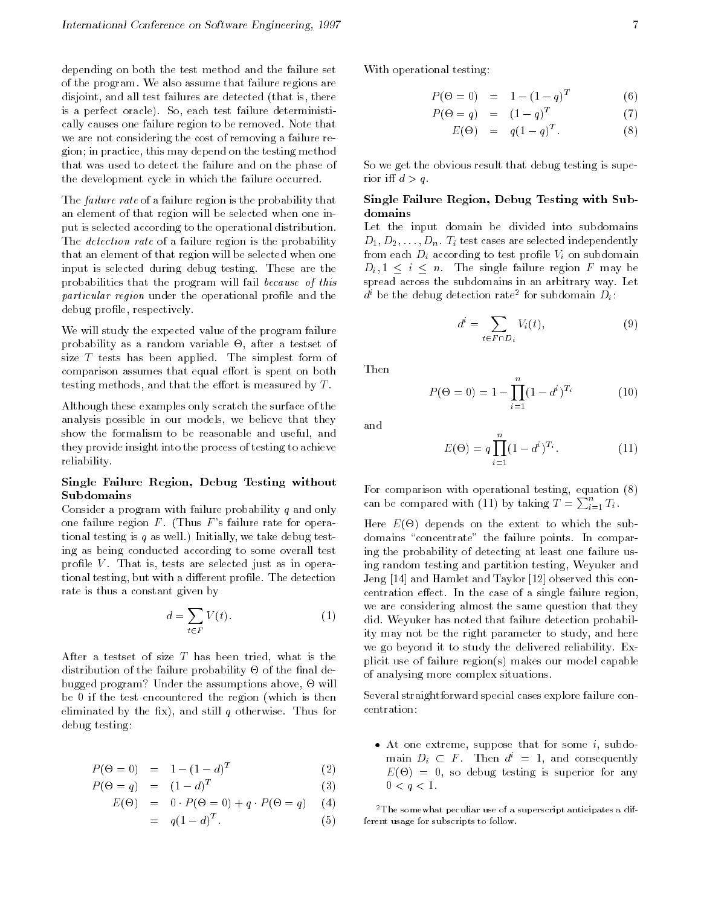depending on both the test method and the failure set of the program. We also assume that failure regions are disjoint, and all test failures are detected (that is, there is a perfect oracle). So, each test failure deterministically causes one failure region to be removed. Note that we are not considering the cost of removing a failure region; in practice, this may depend on the testing method that was used to detect the failure and on the phase of the development cycle in which the failure occurred.

The *failure rate* of a failure region is the probability that an element of that region will be selected when one input is selected according to the operational distribution. The *detection rate* of a failure region is the probability that an element of that region will be selected when one input is selected during debug testing. These are the probabilities that the program will fail *because of this particular region* under the operational profile and the debug profile, respectively.

We will study the expected value of the program failure probability as a random variable $\Theta$, after a testset of size $T$ tests has been applied. The simplest form of comparison assumes that equal effort is spent on both testing methods, and that the effort is measured by $T$.

Although these examples only scratch the surface of the analysis possible in our models, we believe that they show the formalism to be reasonable and useful, and they provide insight into the process of testing to achieve reliability.

### Single Failure Region, Debug Testing without Subdomains

Consider a program with failure probability $q$ and only one failure region $F$. (Thus $F$'s failure rate for operational testing is $q$ as well.) Initially, we take debug testing as being conducted according to some overall test profile $V$. That is, tests are selected just as in operational testing, but with a different profile. The detection rate is thus a constant given by

$$d = \sum_{t \in F} V(t). \tag{1}$$

After a testset of size $T$ has been tried, what is the distribution of the failure probability $\Theta$ of the final debugged program? Under the assumptions above, $\Theta$ will be 0 if the test encountered the region (which is then eliminated by the fix), and still $q$ otherwise. Thus for debug testing:

$$\begin{aligned}
P(\Theta = 0) &= 1 - (1-d)^T & (2)\\
P(\Theta = q) &= (1-d)^T & (3)\\
E(\Theta) &= 0 \cdot P(\Theta = 0) + q \cdot P(\Theta = q) & (4)\\
&= q(1-d)^T. & (5)
\end{aligned}$$

With operational testing:

$$\begin{aligned}
P(\Theta = 0) &= 1 - (1-q)^T & (6)\\
P(\Theta = q) &= (1-q)^T & (7)\\
E(\Theta) &= q(1-q)^T. & (8)
\end{aligned}$$

So we get the obvious result that debug testing is superior iff $d > q$.

### Single Failure Region, Debug Testing with Subdomains

Let the input domain be divided into subdomains $D_1, D_2, \ldots, D_n$. $T_i$ test cases are selected independently from each $D_i$ according to test profile $V_i$ on subdomain $D_i, 1 \le i \le n$. The single failure region $F$ may be spread across the subdomains in an arbitrary way. Let $d^i$ be the debug detection rate[2] for subdomain $D_i$:

$$d^i = \sum_{t \in F \cap D_i} V_i(t), \tag{9}$$

Then

$$P(\Theta = 0) = 1 - \prod_{i=1}^{n} (1 - d^i)^{T_i} \tag{10}$$

and

$$E(\Theta) = q \prod_{i=1}^{n} (1 - d^i)^{T_i}. \tag{11}$$

For comparison with operational testing, equation (8) can be compared with (11) by taking $T = \sum_{i=1}^{n} T_i$.

Here $E(\Theta)$ depends on the extent to which the subdomains "concentrate" the failure points. In comparing the probability of detecting at least one failure using random testing and partition testing, Weyuker and Jeng [14] and Hamlet and Taylor [12] observed this concentration effect. In the case of a single failure region, we are considering almost the same question that they did. Weyuker has noted that failure detection probability may not be the right parameter to study, and here we go beyond it to study the delivered reliability. Explicit use of failure region(s) makes our model capable of analysing more complex situations.

Several straightforward special cases explore failure concentration:

- At one extreme, suppose that for some $i$, subdomain $D_i \subset F$. Then $d^i = 1$, and consequently $E(\Theta) = 0$, so debug testing is superior for any $0 < q < 1$.

[2] The somewhat peculiar use of a superscript anticipates a different usage for subscripts to follow.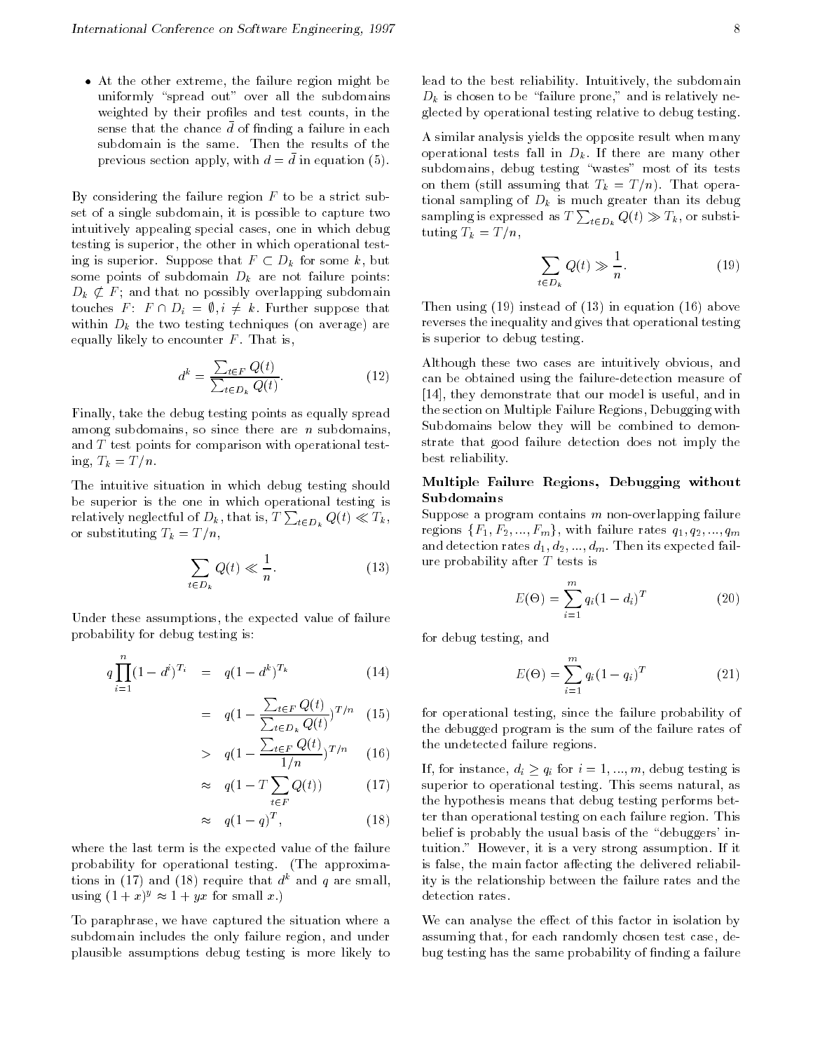- At the other extreme, the failure region might be uniformly "spread out" over all the subdomains weighted by their profiles and test counts, in the sense that the chance $\bar{d}$ of finding a failure in each subdomain is the same. Then the results of the previous section apply, with $d = \bar{d}$ in equation (5).

By considering the failure region $F$ to be a strict subset of a single subdomain, it is possible to capture two intuitively appealing special cases, one in which debug testing is superior, the other in which operational testing is superior. Suppose that $F \subset D_k$ for some $k$, but some points of subdomain $D_k$ are not failure points: $D_k \not\subset F$; and that no possibly overlapping subdomain touches $F$: $F \cap D_i = \emptyset, i \neq k$. Further suppose that within $D_k$ the two testing techniques (on average) are equally likely to encounter $F$. That is,

$$d^k = \frac{\sum_{t \in F} Q(t)}{\sum_{t \in D_k} Q(t)}. \qquad (12)$$

Finally, take the debug testing points as equally spread among subdomains, so since there are $n$ subdomains, and $T$ test points for comparison with operational testing, $T_k = T/n$.

The intuitive situation in which debug testing should be superior is the one in which operational testing is relatively neglectful of $D_k$, that is, $T \sum_{t \in D_k} Q(t) \ll T_k$, or substituting $T_k = T/n$,

$$\sum_{t \in D_k} Q(t) \ll \frac{1}{n}. \qquad (13)$$

Under these assumptions, the expected value of failure probability for debug testing is:

$$
\begin{aligned}
q \prod_{i=1}^{n} (1 - d^i)^{T_i} &= q(1 - d^k)^{T_k} && (14)\\
&= q\left(1 - \frac{\sum_{t \in F} Q(t)}{\sum_{t \in D_k} Q(t)}\right)^{T/n} && (15)\\
&> q\left(1 - \frac{\sum_{t \in F} Q(t)}{1/n}\right)^{T/n} && (16)\\
&\approx q\left(1 - T \sum_{t \in F} Q(t)\right) && (17)\\
&\approx q(1 - q)^T, && (18)
\end{aligned}
$$

where the last term is the expected value of the failure probability for operational testing. (The approximations in (17) and (18) require that $d^k$ and $q$ are small, using $(1 + x)^y \approx 1 + yx$ for small $x$.)

To paraphrase, we have captured the situation where a subdomain includes the only failure region, and under plausible assumptions debug testing is more likely to lead to the best reliability. Intuitively, the subdomain $D_k$ is chosen to be "failure prone," and is relatively neglected by operational testing relative to debug testing.

A similar analysis yields the opposite result when many operational tests fall in $D_k$. If there are many other subdomains, debug testing "wastes" most of its tests on them (still assuming that $T_k = T/n$). That operational sampling of $D_k$ is much greater than its debug sampling is expressed as $T \sum_{t \in D_k} Q(t) \gg T_k$, or substituting $T_k = T/n$,

$$\sum_{t \in D_k} Q(t) \gg \frac{1}{n}. \qquad (19)$$

Then using (19) instead of (13) in equation (16) above reverses the inequality and gives that operational testing is superior to debug testing.

Although these two cases are intuitively obvious, and can be obtained using the failure-detection measure of [14], they demonstrate that our model is useful, and in the section on Multiple Failure Regions, Debugging with Subdomains below they will be combined to demonstrate that good failure detection does not imply the best reliability.

## Multiple Failure Regions, Debugging without Subdomains

Suppose a program contains $m$ non-overlapping failure regions $\{F_1, F_2, ..., F_m\}$, with failure rates $q_1, q_2, ..., q_m$ and detection rates $d_1, d_2, ..., d_m$. Then its expected failure probability after $T$ tests is

$$E(\Theta) = \sum_{i=1}^{m} q_i (1 - d_i)^T \qquad (20)$$

for debug testing, and

$$E(\Theta) = \sum_{i=1}^{m} q_i (1 - q_i)^T \qquad (21)$$

for operational testing, since the failure probability of the debugged program is the sum of the failure rates of the undetected failure regions.

If, for instance, $d_i \geq q_i$ for $i = 1, ..., m$, debug testing is superior to operational testing. This seems natural, as the hypothesis means that debug testing performs better than operational testing on each failure region. This belief is probably the usual basis of the "debuggers' intuition." However, it is a very strong assumption. If it is false, the main factor affecting the delivered reliability is the relationship between the failure rates and the detection rates.

We can analyse the effect of this factor in isolation by assuming that, for each randomly chosen test case, debug testing has the same probability of finding a failure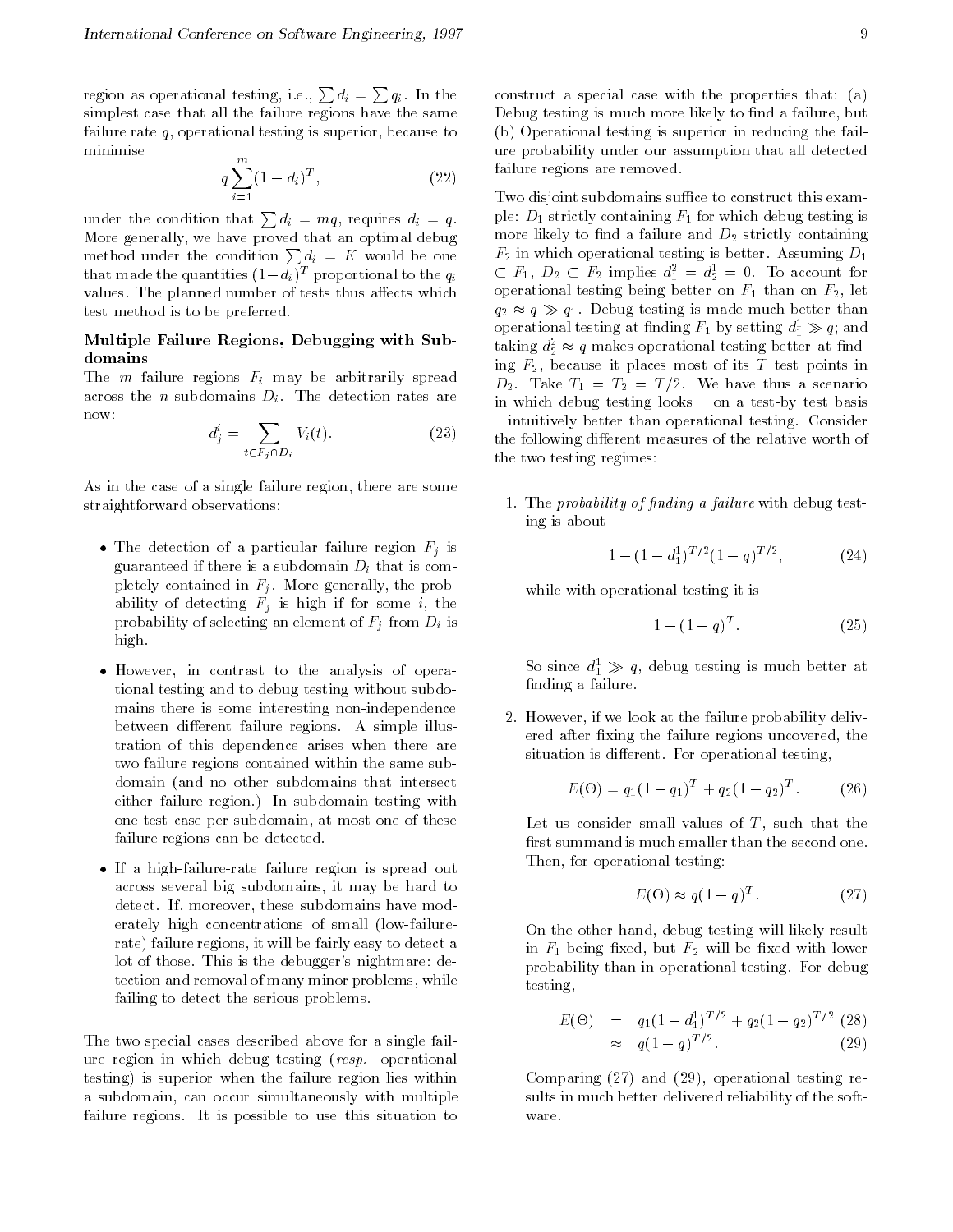region as operational testing, i.e., $\sum d_i = \sum q_i$. In the simplest case that all the failure regions have the same failure rate $q$, operational testing is superior, because to minimise

$$q \sum_{i=1}^{m} (1 - d_i)^T, \tag{22}$$

under the condition that $\sum d_i = mq$, requires $d_i = q$. More generally, we have proved that an optimal debug method under the condition $\sum d_i = K$ would be one that made the quantities $(1-d_i)^T$ proportional to the $q_i$ values. The planned number of tests thus affects which test method is to be preferred.

### Multiple Failure Regions, Debugging with Subdomains

The $m$ failure regions $F_i$ may be arbitrarily spread across the $n$ subdomains $D_i$. The detection rates are now:

$$d_j^i = \sum_{t \in F_j \cap D_i} V_i(t). \tag{23}$$

As in the case of a single failure region, there are some straightforward observations:

- The detection of a particular failure region $F_j$ is guaranteed if there is a subdomain $D_i$ that is completely contained in $F_j$. More generally, the probability of detecting $F_j$ is high if for some $i$, the probability of selecting an element of $F_j$ from $D_i$ is high.
- However, in contrast to the analysis of operational testing and to debug testing without subdomains there is some interesting non-independence between different failure regions. A simple illustration of this dependence arises when there are two failure regions contained within the same subdomain (and no other subdomains that intersect either failure region.) In subdomain testing with one test case per subdomain, at most one of these failure regions can be detected.
- If a high-failure-rate failure region is spread out across several big subdomains, it may be hard to detect. If, moreover, these subdomains have moderately high concentrations of small (low-failure-rate) failure regions, it will be fairly easy to detect a lot of those. This is the debugger's nightmare: detection and removal of many minor problems, while failing to detect the serious problems.

The two special cases described above for a single failure region in which debug testing (*resp.* operational testing) is superior when the failure region lies within a subdomain, can occur simultaneously with multiple failure regions. It is possible to use this situation to construct a special case with the properties that: (a) Debug testing is much more likely to find a failure, but (b) Operational testing is superior in reducing the failure probability under our assumption that all detected failure regions are removed.

Two disjoint subdomains suffice to construct this example: $D_1$ strictly containing $F_1$ for which debug testing is more likely to find a failure and $D_2$ strictly containing $F_2$ in which operational testing is better. Assuming $D_1 \subset F_1$, $D_2 \subset F_2$ implies $d_1^2 = d_2^1 = 0$. To account for operational testing being better on $F_1$ than on $F_2$, let $q_2 \approx q \gg q_1$. Debug testing is made much better than operational testing at finding $F_1$ by setting $d_1^1 \gg q$; and taking $d_2^2 \approx q$ makes operational testing better at finding $F_2$, because it places most of its $T$ test points in $D_2$. Take $T_1 = T_2 = T/2$. We have thus a scenario in which debug testing looks – on a test-by test basis – intuitively better than operational testing. Consider the following different measures of the relative worth of the two testing regimes:

1. The *probability of finding a failure* with debug testing is about

$$1 - (1 - d_1^1)^{T/2}(1 - q)^{T/2}, \tag{24}$$

   while with operational testing it is

$$1 - (1 - q)^T. \tag{25}$$

   So since $d_1^1 \gg q$, debug testing is much better at finding a failure.

2. However, if we look at the failure probability delivered after fixing the failure regions uncovered, the situation is different. For operational testing,

$$E(\Theta) = q_1(1 - q_1)^T + q_2(1 - q_2)^T. \tag{26}$$

   Let us consider small values of $T$, such that the first summand is much smaller than the second one. Then, for operational testing:

$$E(\Theta) \approx q(1 - q)^T. \tag{27}$$

   On the other hand, debug testing will likely result in $F_1$ being fixed, but $F_2$ will be fixed with lower probability than in operational testing. For debug testing,

$$E(\Theta) = q_1(1 - d_1^1)^{T/2} + q_2(1 - q_2)^{T/2} \tag{28}$$

$$\approx q(1 - q)^{T/2}. \tag{29}$$

   Comparing (27) and (29), operational testing results in much better delivered reliability of the software.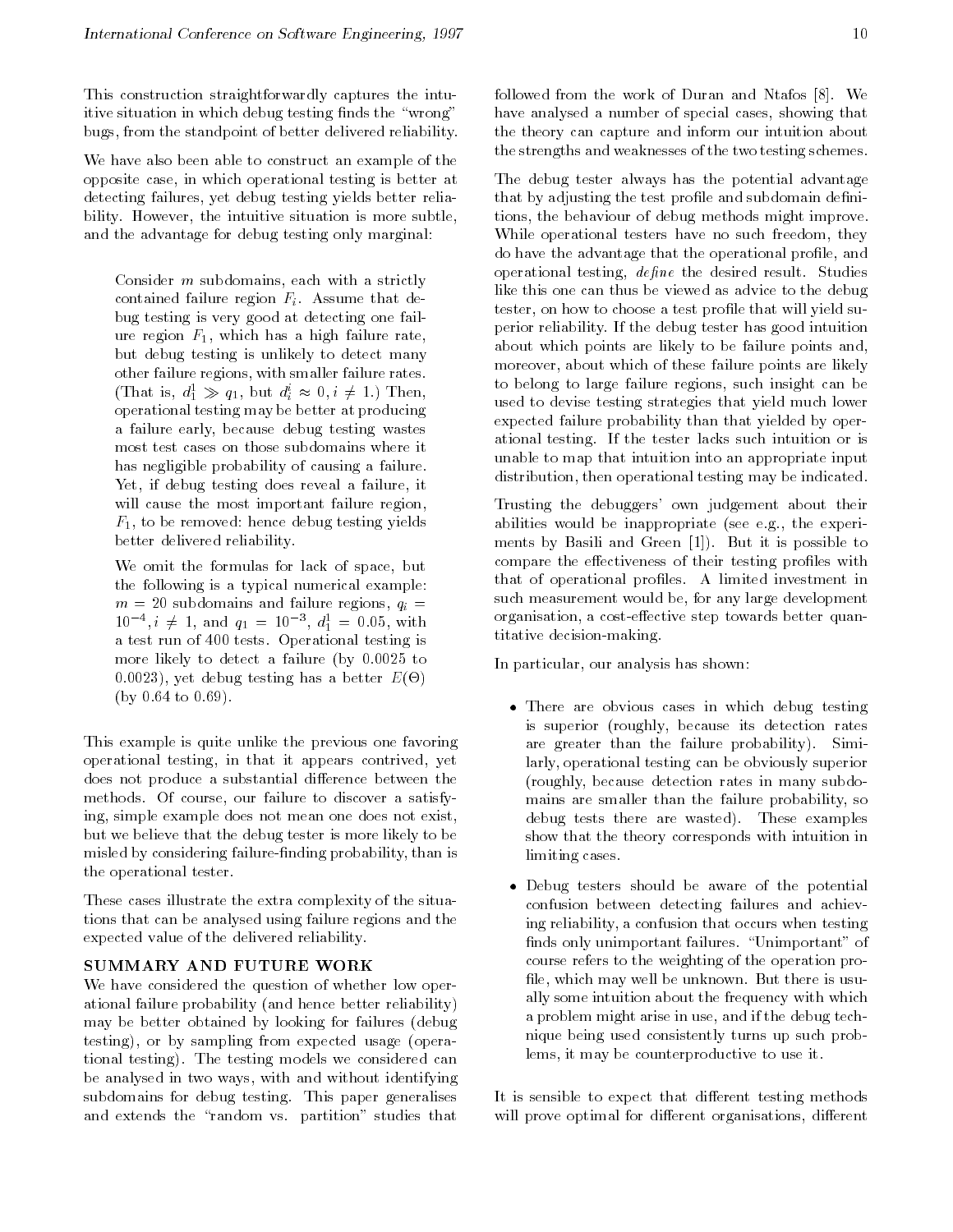This construction straightforwardly captures the intuitive situation in which debug testing finds the "wrong" bugs, from the standpoint of better delivered reliability.

We have also been able to construct an example of the opposite case, in which operational testing is better at detecting failures, yet debug testing yields better reliability. However, the intuitive situation is more subtle, and the advantage for debug testing only marginal:

> Consider $m$ subdomains, each with a strictly contained failure region $F_i$. Assume that debug testing is very good at detecting one failure region $F_1$, which has a high failure rate, but debug testing is unlikely to detect many other failure regions, with smaller failure rates. (That is, $d_1^1 \gg q_1$, but $d_i^i \approx 0, i \neq 1$.) Then, operational testing may be better at producing a failure early, because debug testing wastes most test cases on those subdomains where it has negligible probability of causing a failure. Yet, if debug testing does reveal a failure, it will cause the most important failure region, $F_1$, to be removed: hence debug testing yields better delivered reliability.
>
> We omit the formulas for lack of space, but the following is a typical numerical example: $m = 20$ subdomains and failure regions, $q_i = 10^{-4}, i \neq 1$, and $q_1 = 10^{-3}$, $d_1^1 = 0.05$, with a test run of 400 tests. Operational testing is more likely to detect a failure (by 0.0025 to 0.0023), yet debug testing has a better $E(\Theta)$ (by 0.64 to 0.69).

This example is quite unlike the previous one favoring operational testing, in that it appears contrived, yet does not produce a substantial difference between the methods. Of course, our failure to discover a satisfying, simple example does not mean one does not exist, but we believe that the debug tester is more likely to be misled by considering failure-finding probability, than is the operational tester.

These cases illustrate the extra complexity of the situations that can be analysed using failure regions and the expected value of the delivered reliability.

## SUMMARY AND FUTURE WORK

We have considered the question of whether low operational failure probability (and hence better reliability) may be better obtained by looking for failures (debug testing), or by sampling from expected usage (operational testing). The testing models we considered can be analysed in two ways, with and without identifying subdomains for debug testing. This paper generalises and extends the "random vs. partition" studies that followed from the work of Duran and Ntafos [8]. We have analysed a number of special cases, showing that the theory can capture and inform our intuition about the strengths and weaknesses of the two testing schemes.

The debug tester always has the potential advantage that by adjusting the test profile and subdomain definitions, the behaviour of debug methods might improve. While operational testers have no such freedom, they do have the advantage that the operational profile, and operational testing, *define* the desired result. Studies like this one can thus be viewed as advice to the debug tester, on how to choose a test profile that will yield superior reliability. If the debug tester has good intuition about which points are likely to be failure points and, moreover, about which of these failure points are likely to belong to large failure regions, such insight can be used to devise testing strategies that yield much lower expected failure probability than that yielded by operational testing. If the tester lacks such intuition or is unable to map that intuition into an appropriate input distribution, then operational testing may be indicated.

Trusting the debuggers' own judgement about their abilities would be inappropriate (see e.g., the experiments by Basili and Green [1]). But it is possible to compare the effectiveness of their testing profiles with that of operational profiles. A limited investment in such measurement would be, for any large development organisation, a cost-effective step towards better quantitative decision-making.

In particular, our analysis has shown:

- There are obvious cases in which debug testing is superior (roughly, because its detection rates are greater than the failure probability). Similarly, operational testing can be obviously superior (roughly, because detection rates in many subdomains are smaller than the failure probability, so debug tests there are wasted). These examples show that the theory corresponds with intuition in limiting cases.
- Debug testers should be aware of the potential confusion between detecting failures and achieving reliability, a confusion that occurs when testing finds only unimportant failures. "Unimportant" of course refers to the weighting of the operation profile, which may well be unknown. But there is usually some intuition about the frequency with which a problem might arise in use, and if the debug technique being used consistently turns up such problems, it may be counterproductive to use it.

It is sensible to expect that different testing methods will prove optimal for different organisations, different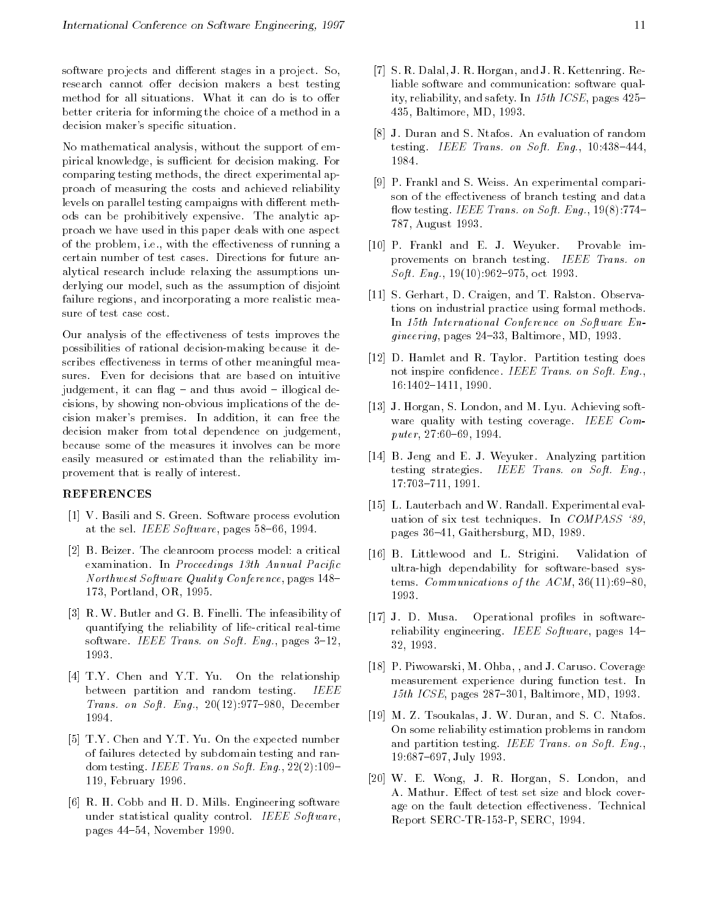software projects and different stages in a project. So, research cannot offer decision makers a best testing method for all situations. What it can do is to offer better criteria for informing the choice of a method in a decision maker's specific situation.

No mathematical analysis, without the support of empirical knowledge, is sufficient for decision making. For comparing testing methods, the direct experimental approach of measuring the costs and achieved reliability levels on parallel testing campaigns with different methods can be prohibitively expensive. The analytic approach we have used in this paper deals with one aspect of the problem, i.e., with the effectiveness of running a certain number of test cases. Directions for future analytical research include relaxing the assumptions underlying our model, such as the assumption of disjoint failure regions, and incorporating a more realistic measure of test case cost.

Our analysis of the effectiveness of tests improves the possibilities of rational decision-making because it describes effectiveness in terms of other meaningful measures. Even for decisions that are based on intuitive judgement, it can flag – and thus avoid – illogical decisions, by showing non-obvious implications of the decision maker's premises. In addition, it can free the decision maker from total dependence on judgement, because some of the measures it involves can be more easily measured or estimated than the reliability improvement that is really of interest.

## REFERENCES

[1] V. Basili and S. Green. Software process evolution at the sel. *IEEE Software*, pages 58–66, 1994.

[2] B. Beizer. The cleanroom process model: a critical examination. In *Proceedings 13th Annual Pacific Northwest Software Quality Conference*, pages 148–173, Portland, OR, 1995.

[3] R. W. Butler and G. B. Finelli. The infeasibility of quantifying the reliability of life-critical real-time software. *IEEE Trans. on Soft. Eng.*, pages 3–12, 1993.

[4] T.Y. Chen and Y.T. Yu. On the relationship between partition and random testing. *IEEE Trans. on Soft. Eng.*, 20(12):977–980, December 1994.

[5] T.Y. Chen and Y.T. Yu. On the expected number of failures detected by subdomain testing and random testing. *IEEE Trans. on Soft. Eng.*, 22(2):109–119, February 1996.

[6] R. H. Cobb and H. D. Mills. Engineering software under statistical quality control. *IEEE Software*, pages 44–54, November 1990.

[7] S. R. Dalal, J. R. Horgan, and J. R. Kettenring. Reliable software and communication: software quality, reliability, and safety. In *15th ICSE*, pages 425–435, Baltimore, MD, 1993.

[8] J. Duran and S. Ntafos. An evaluation of random testing. *IEEE Trans. on Soft. Eng.*, 10:438–444, 1984.

[9] P. Frankl and S. Weiss. An experimental comparison of the effectiveness of branch testing and data flow testing. *IEEE Trans. on Soft. Eng.*, 19(8):774–787, August 1993.

[10] P. Frankl and E. J. Weyuker. Provable improvements on branch testing. *IEEE Trans. on Soft. Eng.*, 19(10):962–975, oct 1993.

[11] S. Gerhart, D. Craigen, and T. Ralston. Observations on industrial practice using formal methods. In *15th International Conference on Software Engineering*, pages 24–33, Baltimore, MD, 1993.

[12] D. Hamlet and R. Taylor. Partition testing does not inspire confidence. *IEEE Trans. on Soft. Eng.*, 16:1402–1411, 1990.

[13] J. Horgan, S. London, and M. Lyu. Achieving software quality with testing coverage. *IEEE Computer*, 27:60–69, 1994.

[14] B. Jeng and E. J. Weyuker. Analyzing partition testing strategies. *IEEE Trans. on Soft. Eng.*, 17:703–711, 1991.

[15] L. Lauterbach and W. Randall. Experimental evaluation of six test techniques. In *COMPASS '89*, pages 36–41, Gaithersburg, MD, 1989.

[16] B. Littlewood and L. Strigini. Validation of ultra-high dependability for software-based systems. *Communications of the ACM*, 36(11):69–80, 1993.

[17] J. D. Musa. Operational profiles in software-reliability engineering. *IEEE Software*, pages 14–32, 1993.

[18] P. Piwowarski, M. Ohba, , and J. Caruso. Coverage measurement experience during function test. In *15th ICSE*, pages 287–301, Baltimore, MD, 1993.

[19] M. Z. Tsoukalas, J. W. Duran, and S. C. Ntafos. On some reliability estimation problems in random and partition testing. *IEEE Trans. on Soft. Eng.*, 19:687–697, July 1993.

[20] W. E. Wong, J. R. Horgan, S. London, and A. Mathur. Effect of test set size and block coverage on the fault detection effectiveness. Technical Report SERC-TR-153-P, SERC, 1994.